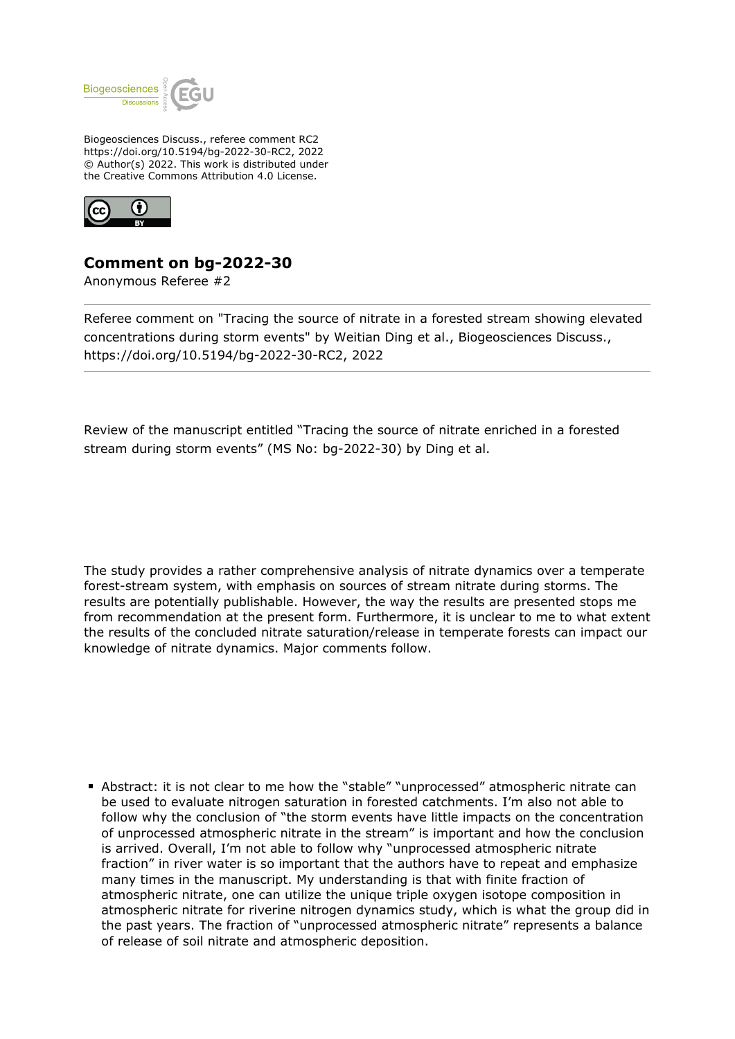Biogeosciences Discuss., referee comment RC2
https://doi.org/10.5194/bg-2022-30-RC2, 2022
© Author(s) 2022. This work is distributed under the Creative Commons Attribution 4.0 License.

## Comment on bg-2022-30

Anonymous Referee #2

Referee comment on "Tracing the source of nitrate in a forested stream showing elevated concentrations during storm events" by Weitian Ding et al., Biogeosciences Discuss., https://doi.org/10.5194/bg-2022-30-RC2, 2022

Review of the manuscript entitled "Tracing the source of nitrate enriched in a forested stream during storm events" (MS No: bg-2022-30) by Ding et al.

The study provides a rather comprehensive analysis of nitrate dynamics over a temperate forest-stream system, with emphasis on sources of stream nitrate during storms. The results are potentially publishable. However, the way the results are presented stops me from recommendation at the present form. Furthermore, it is unclear to me to what extent the results of the concluded nitrate saturation/release in temperate forests can impact our knowledge of nitrate dynamics. Major comments follow.

- Abstract: it is not clear to me how the "stable" "unprocessed" atmospheric nitrate can be used to evaluate nitrogen saturation in forested catchments. I'm also not able to follow why the conclusion of "the storm events have little impacts on the concentration of unprocessed atmospheric nitrate in the stream" is important and how the conclusion is arrived. Overall, I'm not able to follow why "unprocessed atmospheric nitrate fraction" in river water is so important that the authors have to repeat and emphasize many times in the manuscript. My understanding is that with finite fraction of atmospheric nitrate, one can utilize the unique triple oxygen isotope composition in atmospheric nitrate for riverine nitrogen dynamics study, which is what the group did in the past years. The fraction of "unprocessed atmospheric nitrate" represents a balance of release of soil nitrate and atmospheric deposition.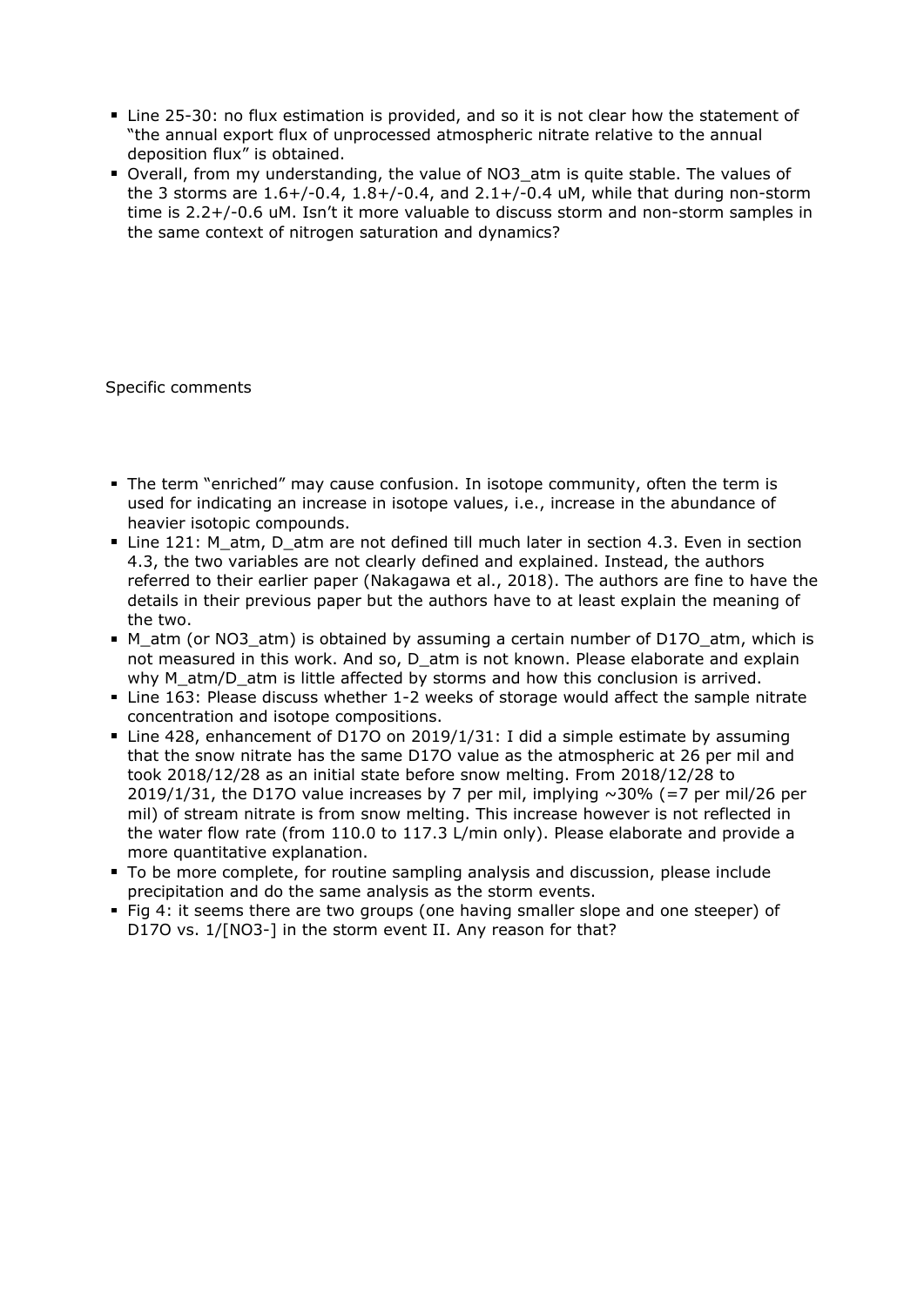- Line 25-30: no flux estimation is provided, and so it is not clear how the statement of "the annual export flux of unprocessed atmospheric nitrate relative to the annual deposition flux" is obtained.
- Overall, from my understanding, the value of NO3_atm is quite stable. The values of the 3 storms are 1.6+/-0.4, 1.8+/-0.4, and 2.1+/-0.4 uM, while that during non-storm time is 2.2+/-0.6 uM. Isn't it more valuable to discuss storm and non-storm samples in the same context of nitrogen saturation and dynamics?

Specific comments

- The term "enriched" may cause confusion. In isotope community, often the term is used for indicating an increase in isotope values, i.e., increase in the abundance of heavier isotopic compounds.
- Line 121: M_atm, D_atm are not defined till much later in section 4.3. Even in section 4.3, the two variables are not clearly defined and explained. Instead, the authors referred to their earlier paper (Nakagawa et al., 2018). The authors are fine to have the details in their previous paper but the authors have to at least explain the meaning of the two.
- M_atm (or NO3_atm) is obtained by assuming a certain number of D17O_atm, which is not measured in this work. And so, D_atm is not known. Please elaborate and explain why M_atm/D_atm is little affected by storms and how this conclusion is arrived.
- Line 163: Please discuss whether 1-2 weeks of storage would affect the sample nitrate concentration and isotope compositions.
- Line 428, enhancement of D17O on 2019/1/31: I did a simple estimate by assuming that the snow nitrate has the same D17O value as the atmospheric at 26 per mil and took 2018/12/28 as an initial state before snow melting. From 2018/12/28 to 2019/1/31, the D17O value increases by 7 per mil, implying ~30% (=7 per mil/26 per mil) of stream nitrate is from snow melting. This increase however is not reflected in the water flow rate (from 110.0 to 117.3 L/min only). Please elaborate and provide a more quantitative explanation.
- To be more complete, for routine sampling analysis and discussion, please include precipitation and do the same analysis as the storm events.
- Fig 4: it seems there are two groups (one having smaller slope and one steeper) of D17O vs. 1/[NO3-] in the storm event II. Any reason for that?